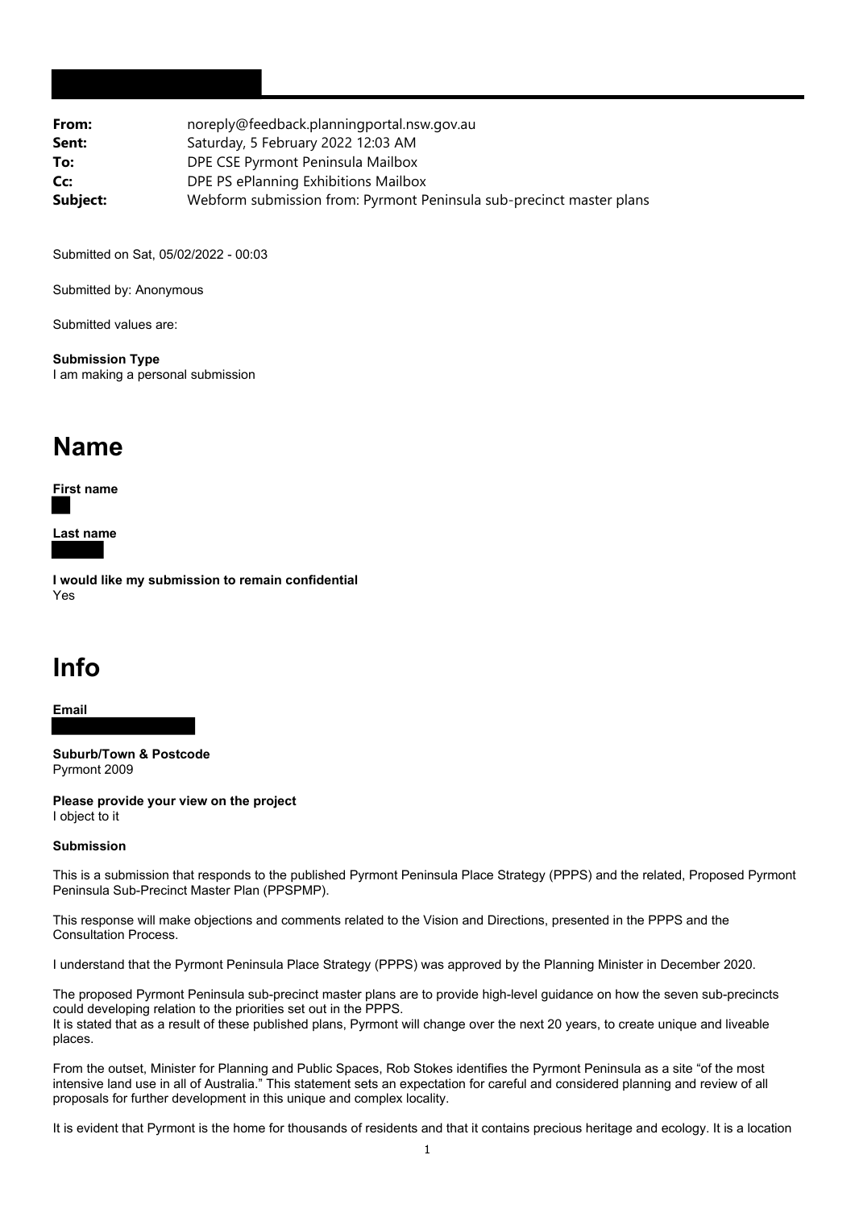**From:** noreply@feedback.planningportal.nsw.gov.au
**Sent:** Saturday, 5 February 2022 12:03 AM
**To:** DPE CSE Pyrmont Peninsula Mailbox
**Cc:** DPE PS ePlanning Exhibitions Mailbox
**Subject:** Webform submission from: Pyrmont Peninsula sub-precinct master plans

Submitted on Sat, 05/02/2022 - 00:03

Submitted by: Anonymous

Submitted values are:

**Submission Type**
I am making a personal submission

# Name

**First name**

**Last name**

**I would like my submission to remain confidential**
Yes

# Info

**Email**

**Suburb/Town & Postcode**
Pyrmont 2009

**Please provide your view on the project**
I object to it

**Submission**

This is a submission that responds to the published Pyrmont Peninsula Place Strategy (PPPS) and the related, Proposed Pyrmont Peninsula Sub-Precinct Master Plan (PPSPMP).

This response will make objections and comments related to the Vision and Directions, presented in the PPPS and the Consultation Process.

I understand that the Pyrmont Peninsula Place Strategy (PPPS) was approved by the Planning Minister in December 2020.

The proposed Pyrmont Peninsula sub-precinct master plans are to provide high-level guidance on how the seven sub-precincts could developing relation to the priorities set out in the PPPS.
It is stated that as a result of these published plans, Pyrmont will change over the next 20 years, to create unique and liveable places.

From the outset, Minister for Planning and Public Spaces, Rob Stokes identifies the Pyrmont Peninsula as a site "of the most intensive land use in all of Australia." This statement sets an expectation for careful and considered planning and review of all proposals for further development in this unique and complex locality.

It is evident that Pyrmont is the home for thousands of residents and that it contains precious heritage and ecology. It is a location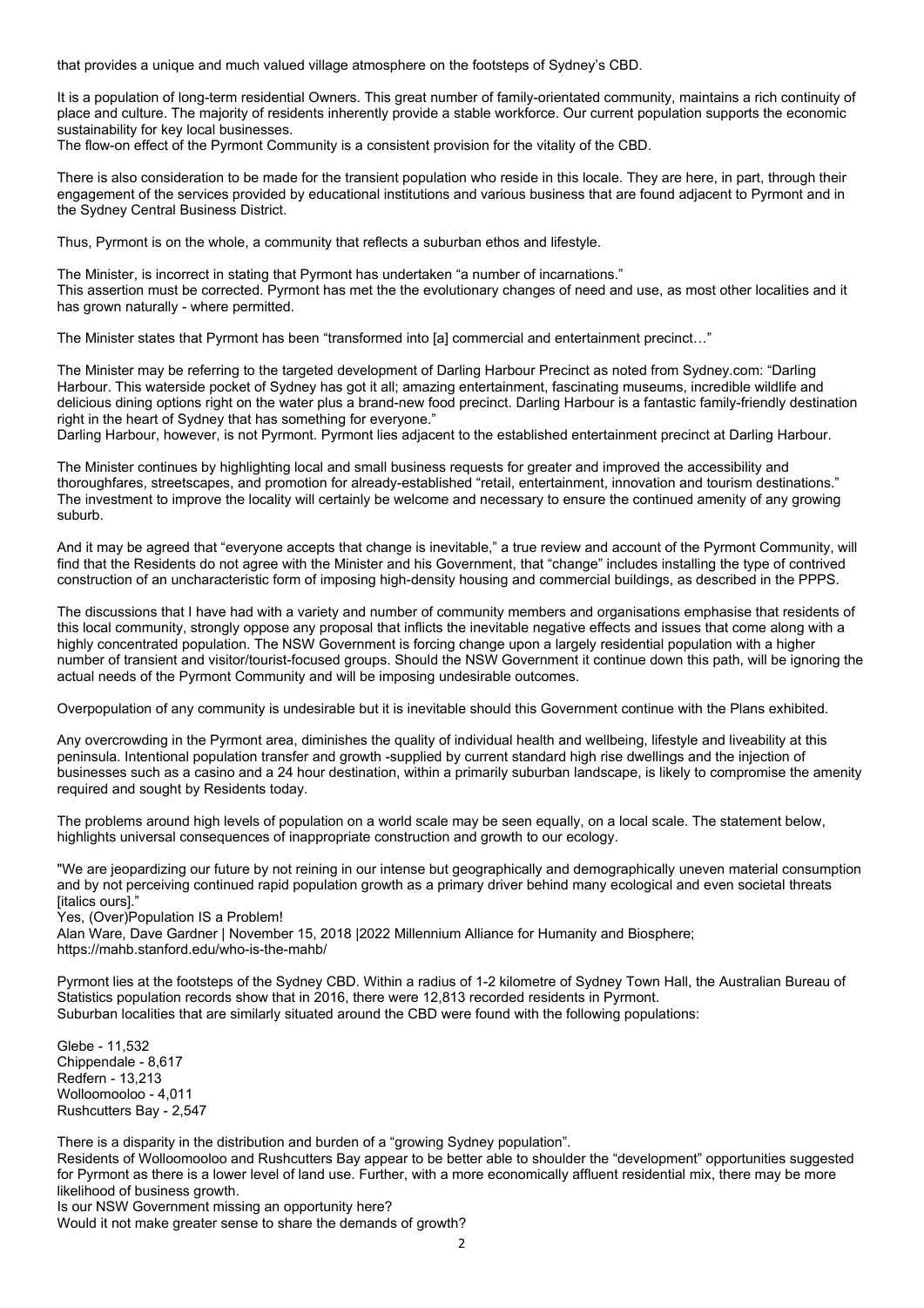that provides a unique and much valued village atmosphere on the footsteps of Sydney's CBD.

It is a population of long-term residential Owners. This great number of family-orientated community, maintains a rich continuity of place and culture. The majority of residents inherently provide a stable workforce. Our current population supports the economic sustainability for key local businesses.
The flow-on effect of the Pyrmont Community is a consistent provision for the vitality of the CBD.

There is also consideration to be made for the transient population who reside in this locale. They are here, in part, through their engagement of the services provided by educational institutions and various business that are found adjacent to Pyrmont and in the Sydney Central Business District.

Thus, Pyrmont is on the whole, a community that reflects a suburban ethos and lifestyle.

The Minister, is incorrect in stating that Pyrmont has undertaken "a number of incarnations."
This assertion must be corrected. Pyrmont has met the the evolutionary changes of need and use, as most other localities and it has grown naturally - where permitted.

The Minister states that Pyrmont has been "transformed into [a] commercial and entertainment precinct…"

The Minister may be referring to the targeted development of Darling Harbour Precinct as noted from Sydney.com: "Darling Harbour. This waterside pocket of Sydney has got it all; amazing entertainment, fascinating museums, incredible wildlife and delicious dining options right on the water plus a brand-new food precinct. Darling Harbour is a fantastic family-friendly destination right in the heart of Sydney that has something for everyone."
Darling Harbour, however, is not Pyrmont. Pyrmont lies adjacent to the established entertainment precinct at Darling Harbour.

The Minister continues by highlighting local and small business requests for greater and improved the accessibility and thoroughfares, streetscapes, and promotion for already-established "retail, entertainment, innovation and tourism destinations." The investment to improve the locality will certainly be welcome and necessary to ensure the continued amenity of any growing suburb.

And it may be agreed that "everyone accepts that change is inevitable," a true review and account of the Pyrmont Community, will find that the Residents do not agree with the Minister and his Government, that "change" includes installing the type of contrived construction of an uncharacteristic form of imposing high-density housing and commercial buildings, as described in the PPPS.

The discussions that I have had with a variety and number of community members and organisations emphasise that residents of this local community, strongly oppose any proposal that inflicts the inevitable negative effects and issues that come along with a highly concentrated population. The NSW Government is forcing change upon a largely residential population with a higher number of transient and visitor/tourist-focused groups. Should the NSW Government it continue down this path, will be ignoring the actual needs of the Pyrmont Community and will be imposing undesirable outcomes.

Overpopulation of any community is undesirable but it is inevitable should this Government continue with the Plans exhibited.

Any overcrowding in the Pyrmont area, diminishes the quality of individual health and wellbeing, lifestyle and liveability at this peninsula. Intentional population transfer and growth -supplied by current standard high rise dwellings and the injection of businesses such as a casino and a 24 hour destination, within a primarily suburban landscape, is likely to compromise the amenity required and sought by Residents today.

The problems around high levels of population on a world scale may be seen equally, on a local scale. The statement below, highlights universal consequences of inappropriate construction and growth to our ecology.

"We are jeopardizing our future by not reining in our intense but geographically and demographically uneven material consumption and by not perceiving continued rapid population growth as a primary driver behind many ecological and even societal threats [italics ours]."
Yes, (Over)Population IS a Problem!
Alan Ware, Dave Gardner | November 15, 2018 |2022 Millennium Alliance for Humanity and Biosphere;
https://mahb.stanford.edu/who-is-the-mahb/

Pyrmont lies at the footsteps of the Sydney CBD. Within a radius of 1-2 kilometre of Sydney Town Hall, the Australian Bureau of Statistics population records show that in 2016, there were 12,813 recorded residents in Pyrmont.
Suburban localities that are similarly situated around the CBD were found with the following populations:

Glebe - 11,532
Chippendale - 8,617
Redfern - 13,213
Wolloomooloo - 4,011
Rushcutters Bay - 2,547

There is a disparity in the distribution and burden of a "growing Sydney population".
Residents of Wolloomooloo and Rushcutters Bay appear to be better able to shoulder the "development" opportunities suggested for Pyrmont as there is a lower level of land use. Further, with a more economically affluent residential mix, there may be more likelihood of business growth.
Is our NSW Government missing an opportunity here?
Would it not make greater sense to share the demands of growth?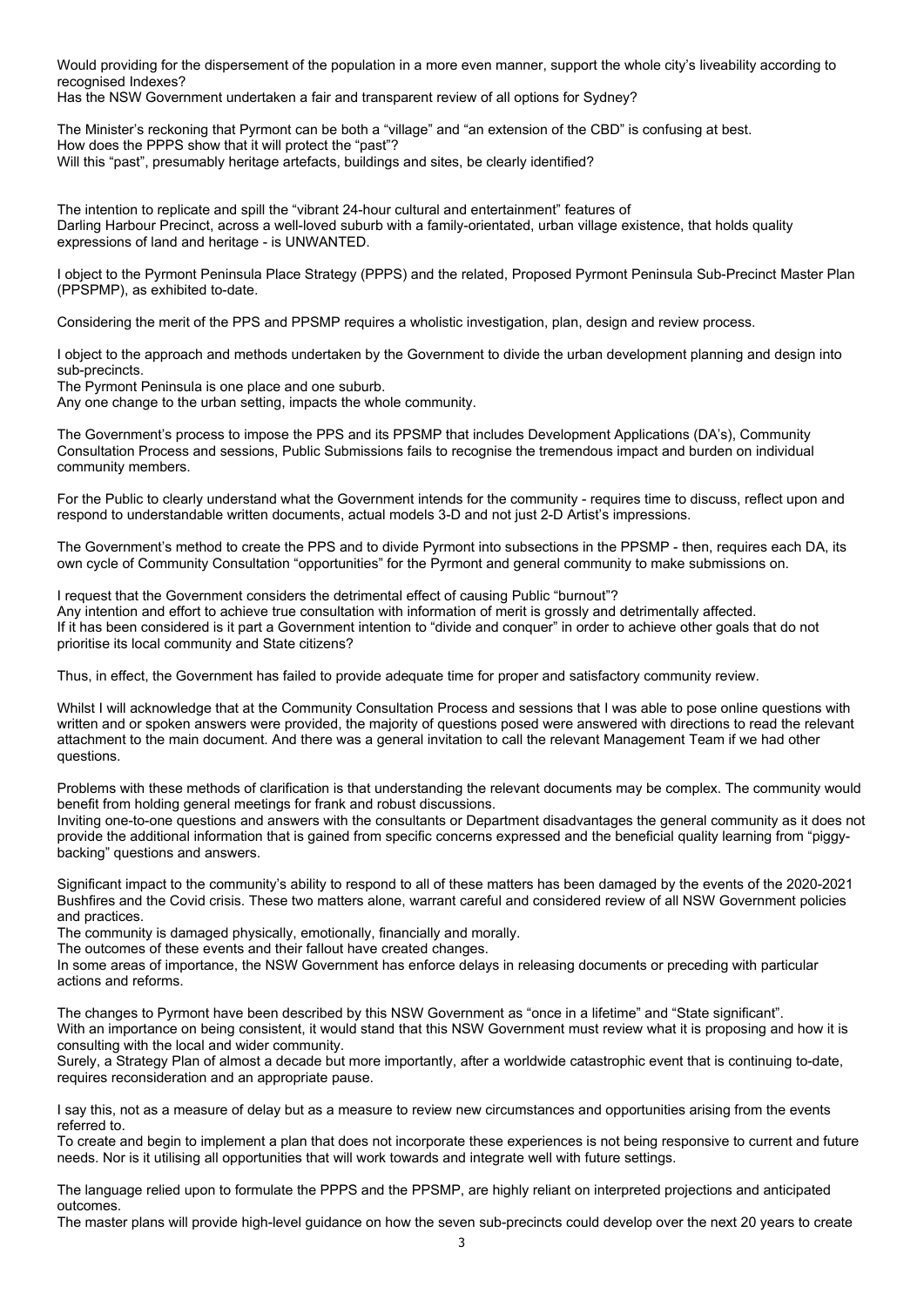Would providing for the dispersement of the population in a more even manner, support the whole city's liveability according to recognised Indexes?
Has the NSW Government undertaken a fair and transparent review of all options for Sydney?

The Minister's reckoning that Pyrmont can be both a "village" and "an extension of the CBD" is confusing at best.
How does the PPPS show that it will protect the "past"?
Will this "past", presumably heritage artefacts, buildings and sites, be clearly identified?

The intention to replicate and spill the "vibrant 24-hour cultural and entertainment" features of Darling Harbour Precinct, across a well-loved suburb with a family-orientated, urban village existence, that holds quality expressions of land and heritage - is UNWANTED.

I object to the Pyrmont Peninsula Place Strategy (PPPS) and the related, Proposed Pyrmont Peninsula Sub-Precinct Master Plan (PPSPMP), as exhibited to-date.

Considering the merit of the PPS and PPSMP requires a wholistic investigation, plan, design and review process.

I object to the approach and methods undertaken by the Government to divide the urban development planning and design into sub-precincts.
The Pyrmont Peninsula is one place and one suburb.
Any one change to the urban setting, impacts the whole community.

The Government's process to impose the PPS and its PPSMP that includes Development Applications (DA's), Community Consultation Process and sessions, Public Submissions fails to recognise the tremendous impact and burden on individual community members.

For the Public to clearly understand what the Government intends for the community - requires time to discuss, reflect upon and respond to understandable written documents, actual models 3-D and not just 2-D Artist's impressions.

The Government's method to create the PPS and to divide Pyrmont into subsections in the PPSMP - then, requires each DA, its own cycle of Community Consultation "opportunities" for the Pyrmont and general community to make submissions on.

I request that the Government considers the detrimental effect of causing Public "burnout"?
Any intention and effort to achieve true consultation with information of merit is grossly and detrimentally affected.
If it has been considered is it part a Government intention to "divide and conquer" in order to achieve other goals that do not prioritise its local community and State citizens?

Thus, in effect, the Government has failed to provide adequate time for proper and satisfactory community review.

Whilst I will acknowledge that at the Community Consultation Process and sessions that I was able to pose online questions with written and or spoken answers were provided, the majority of questions posed were answered with directions to read the relevant attachment to the main document. And there was a general invitation to call the relevant Management Team if we had other questions.

Problems with these methods of clarification is that understanding the relevant documents may be complex. The community would benefit from holding general meetings for frank and robust discussions.
Inviting one-to-one questions and answers with the consultants or Department disadvantages the general community as it does not provide the additional information that is gained from specific concerns expressed and the beneficial quality learning from "piggy-backing" questions and answers.

Significant impact to the community's ability to respond to all of these matters has been damaged by the events of the 2020-2021 Bushfires and the Covid crisis. These two matters alone, warrant careful and considered review of all NSW Government policies and practices.
The community is damaged physically, emotionally, financially and morally.
The outcomes of these events and their fallout have created changes.
In some areas of importance, the NSW Government has enforce delays in releasing documents or preceding with particular actions and reforms.

The changes to Pyrmont have been described by this NSW Government as "once in a lifetime" and "State significant".
With an importance on being consistent, it would stand that this NSW Government must review what it is proposing and how it is consulting with the local and wider community.
Surely, a Strategy Plan of almost a decade but more importantly, after a worldwide catastrophic event that is continuing to-date, requires reconsideration and an appropriate pause.

I say this, not as a measure of delay but as a measure to review new circumstances and opportunities arising from the events referred to.
To create and begin to implement a plan that does not incorporate these experiences is not being responsive to current and future needs. Nor is it utilising all opportunities that will work towards and integrate well with future settings.

The language relied upon to formulate the PPPS and the PPSMP, are highly reliant on interpreted projections and anticipated outcomes.
The master plans will provide high-level guidance on how the seven sub-precincts could develop over the next 20 years to create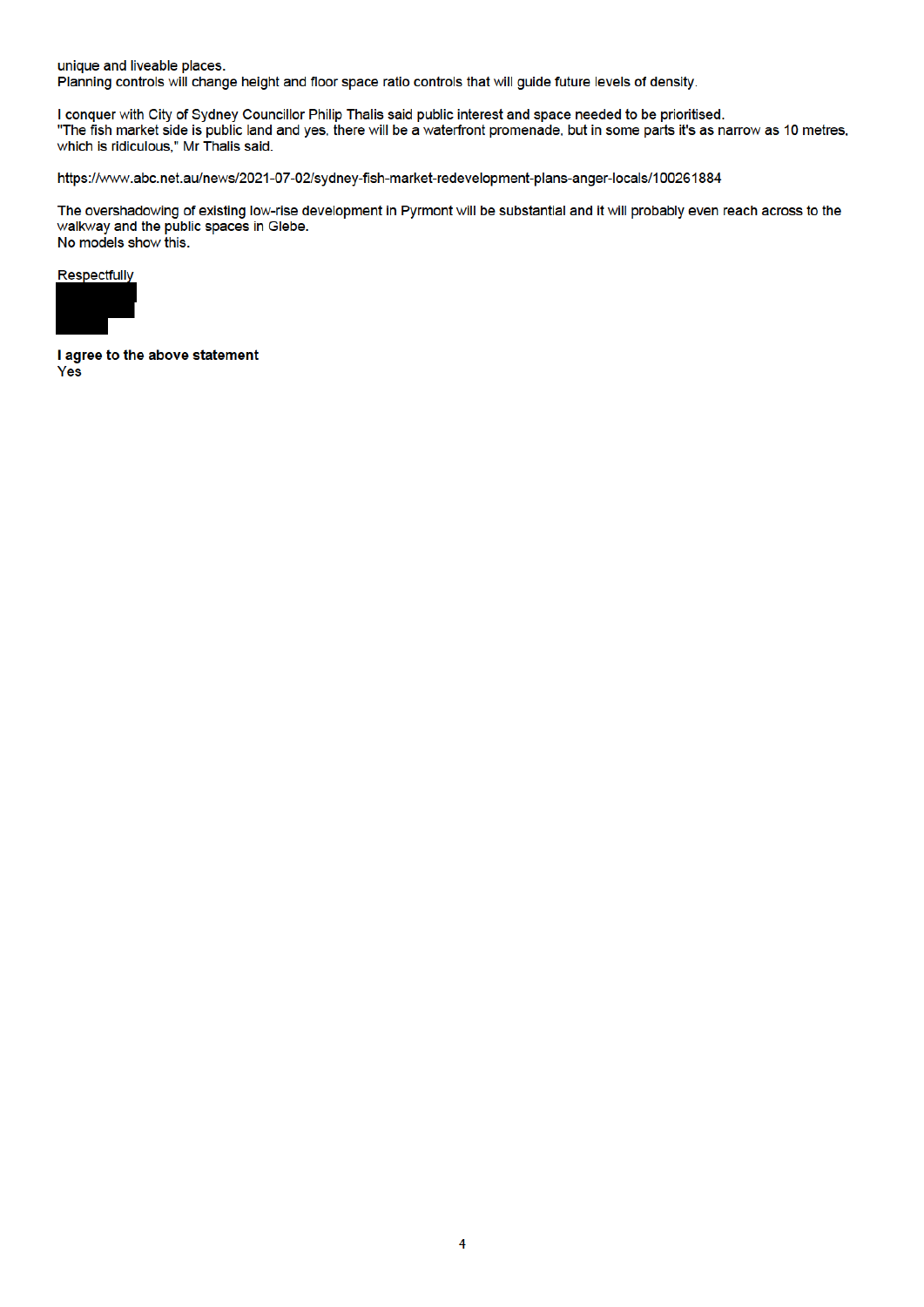unique and liveable places.
Planning controls will change height and floor space ratio controls that will guide future levels of density.

I conquer with City of Sydney Councillor Philip Thalis said public interest and space needed to be prioritised.
"The fish market side is public land and yes, there will be a waterfront promenade, but in some parts it's as narrow as 10 metres, which is ridiculous," Mr Thalis said.

https://www.abc.net.au/news/2021-07-02/sydney-fish-market-redevelopment-plans-anger-locals/100261884

The overshadowing of existing low-rise development in Pyrmont will be substantial and it will probably even reach across to the walkway and the public spaces in Glebe.
No models show this.

Respectfully

**I agree to the above statement**
Yes